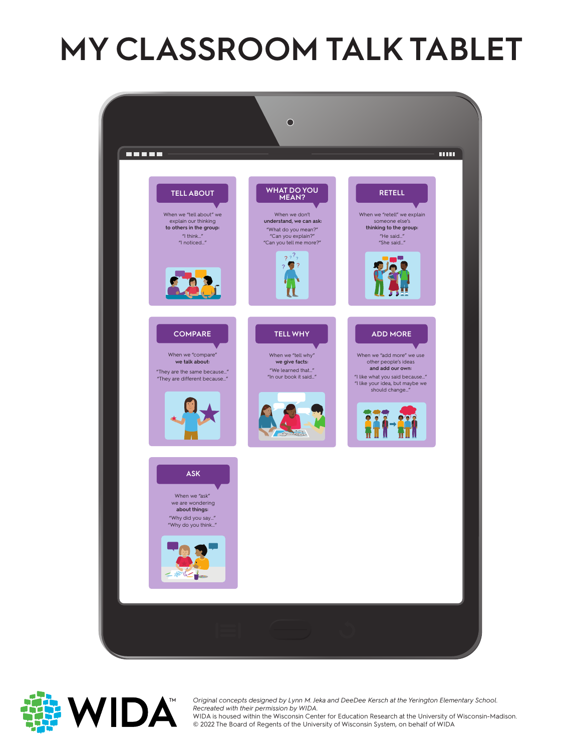# MY CLASSROOM TALK TABLET

## TELL ABOUT

When we "tell about" we explain our thinking **to others in the group:**

"I think..."
"I noticed..."

## WHAT DO YOU MEAN?

When we don't **understand, we can ask:**

"What do you mean?"
"Can you explain?"
"Can you tell me more?"

## RETELL

When we "retell" we explain someone else's **thinking to the group:**

"He said..."
"She said..."

## COMPARE

When we "compare" **we talk about:**

"They are the same because..."
"They are different because..."

## TELL WHY

When we "tell why" **we give facts:**

"We learned that..."
"In our book it said..."

## ADD MORE

When we "add more" we use other people's ideas **and add our own:**

"I like what you said because..."
"I like your idea, but maybe we should change..."

## ASK

When we "ask" we are wondering **about things:**

"Why did you say..."
"Why do you think..."

WIDA™

*Original concepts designed by Lynn M. Jeka and DeeDee Kersch at the Yerington Elementary School. Recreated with their permission by WIDA.*
WIDA is housed within the Wisconsin Center for Education Research at the University of Wisconsin-Madison.
© 2022 The Board of Regents of the University of Wisconsin System, on behalf of WIDA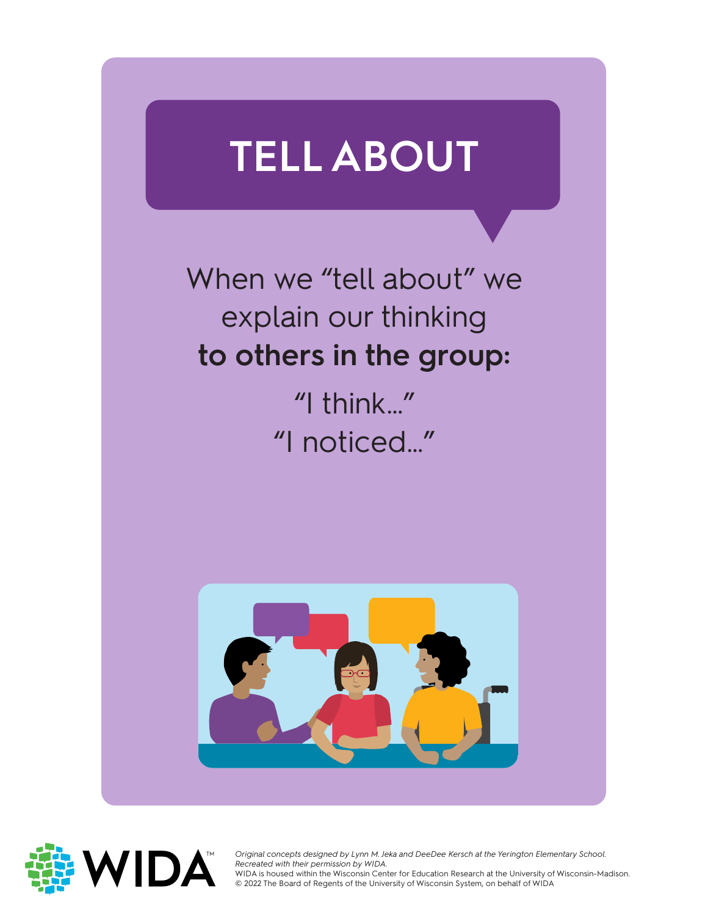# TELL ABOUT

When we "tell about" we explain our thinking **to others in the group:**

"I think..."

"I noticed..."

*Original concepts designed by Lynn M. Jeka and DeeDee Kersch at the Yerington Elementary School. Recreated with their permission by WIDA.*

WIDA is housed within the Wisconsin Center for Education Research at the University of Wisconsin-Madison.

© 2022 The Board of Regents of the University of Wisconsin System, on behalf of WIDA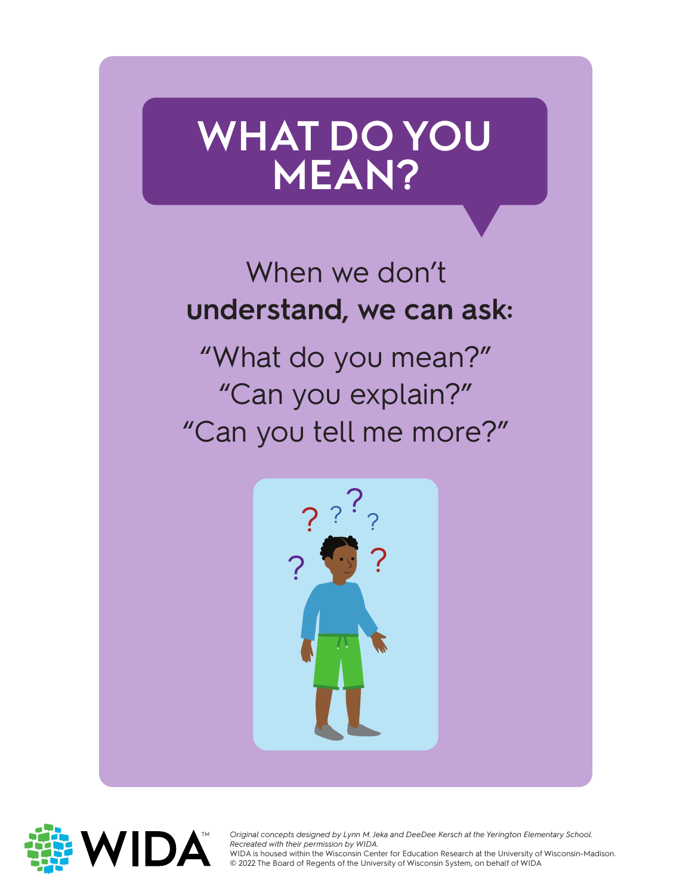# WHAT DO YOU MEAN?

When we don't **understand, we can ask:**

"What do you mean?"
"Can you explain?"
"Can you tell me more?"

WIDA™

*Original concepts designed by Lynn M. Jeka and DeeDee Kersch at the Yerington Elementary School. Recreated with their permission by WIDA.*
WIDA is housed within the Wisconsin Center for Education Research at the University of Wisconsin-Madison.
© 2022 The Board of Regents of the University of Wisconsin System, on behalf of WIDA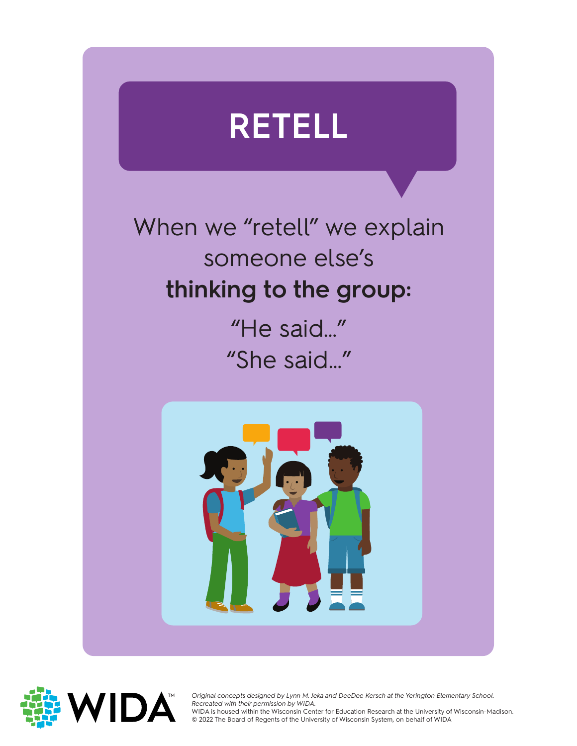# RETELL

When we "retell" we explain someone else's **thinking to the group:**

"He said..."

"She said..."

*Original concepts designed by Lynn M. Jeka and DeeDee Kersch at the Yerington Elementary School. Recreated with their permission by WIDA.*

WIDA is housed within the Wisconsin Center for Education Research at the University of Wisconsin-Madison.

© 2022 The Board of Regents of the University of Wisconsin System, on behalf of WIDA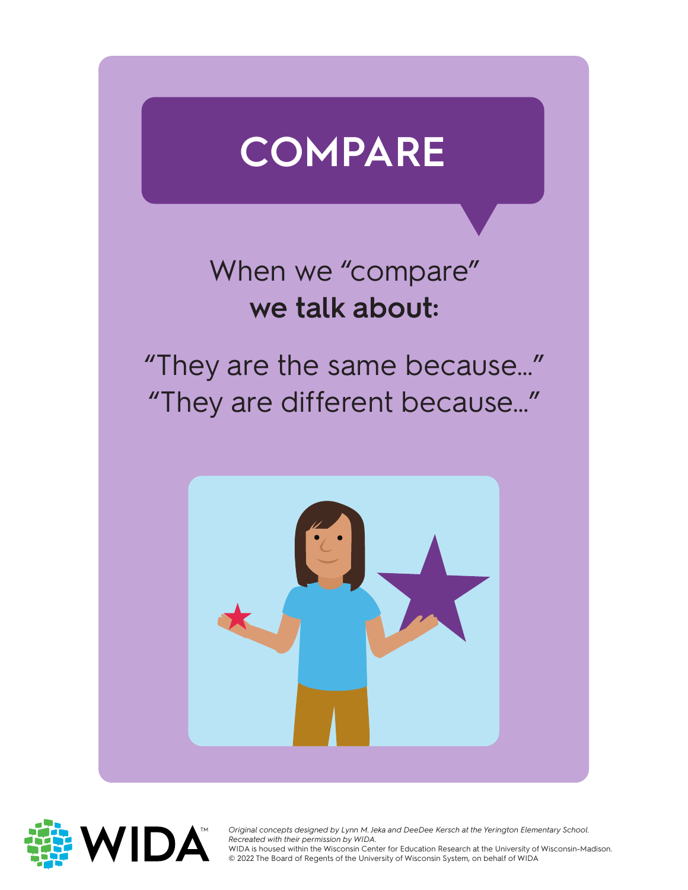# COMPARE

When we "compare"
**we talk about:**

"They are the same because..."
"They are different because..."

*Original concepts designed by Lynn M. Jeka and DeeDee Kersch at the Yerington Elementary School. Recreated with their permission by WIDA.*
WIDA is housed within the Wisconsin Center for Education Research at the University of Wisconsin-Madison.
© 2022 The Board of Regents of the University of Wisconsin System, on behalf of WIDA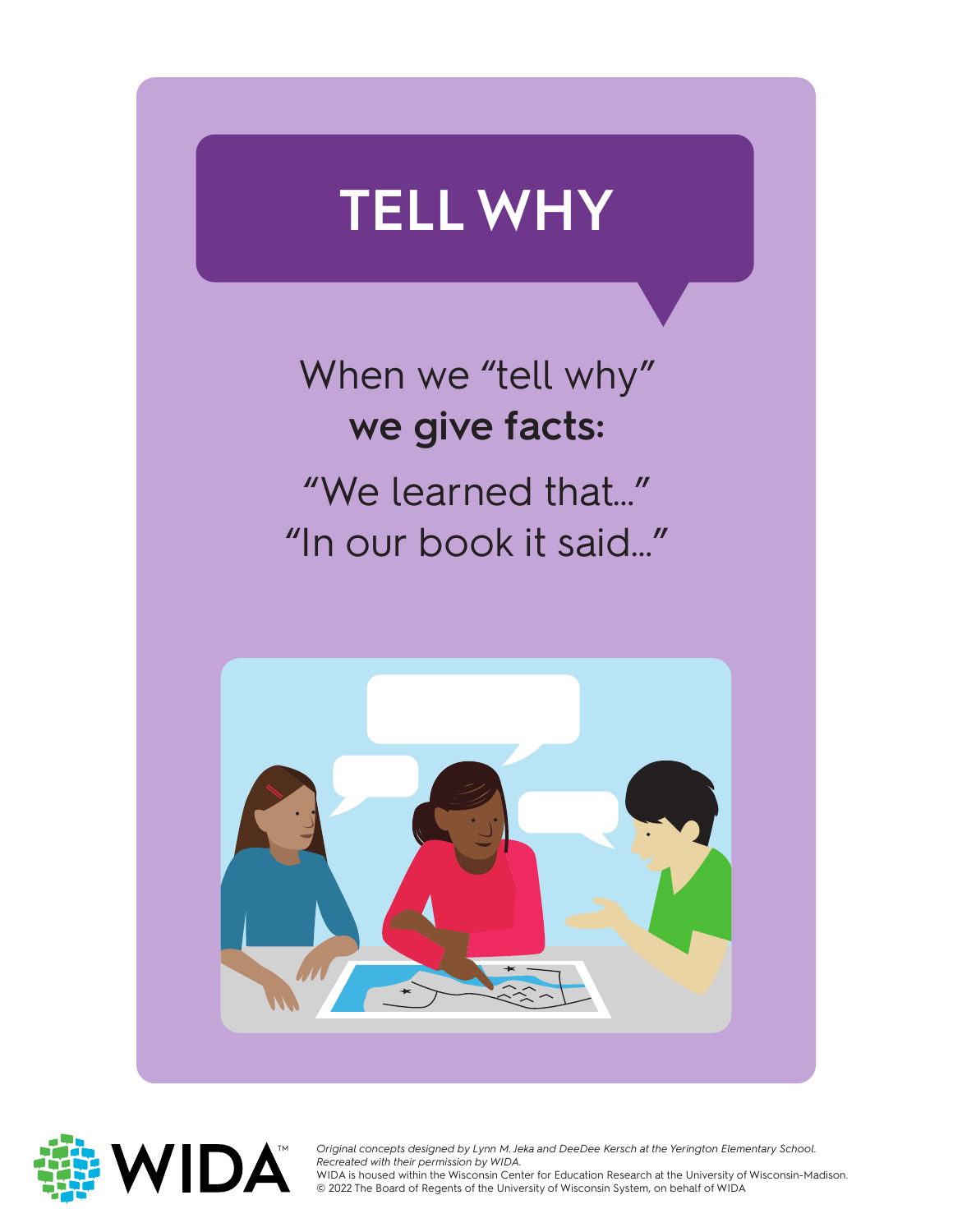# TELL WHY

When we "tell why"
**we give facts:**

"We learned that..."
"In our book it said..."

*Original concepts designed by Lynn M. Jeka and DeeDee Kersch at the Yerington Elementary School. Recreated with their permission by WIDA.*
WIDA is housed within the Wisconsin Center for Education Research at the University of Wisconsin-Madison.
© 2022 The Board of Regents of the University of Wisconsin System, on behalf of WIDA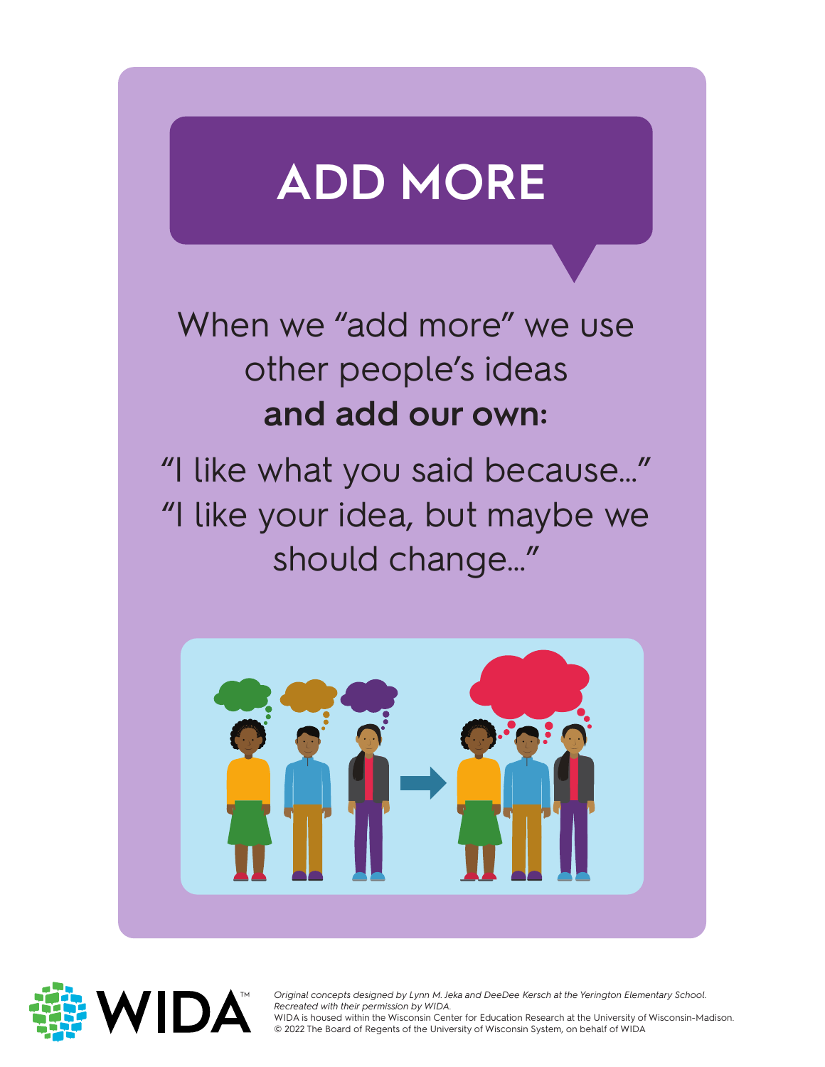# ADD MORE

When we "add more" we use other people's ideas **and add our own:**

"I like what you said because..."
"I like your idea, but maybe we should change..."

WIDA

*Original concepts designed by Lynn M. Jeka and DeeDee Kersch at the Yerington Elementary School. Recreated with their permission by WIDA.*
WIDA is housed within the Wisconsin Center for Education Research at the University of Wisconsin-Madison.
© 2022 The Board of Regents of the University of Wisconsin System, on behalf of WIDA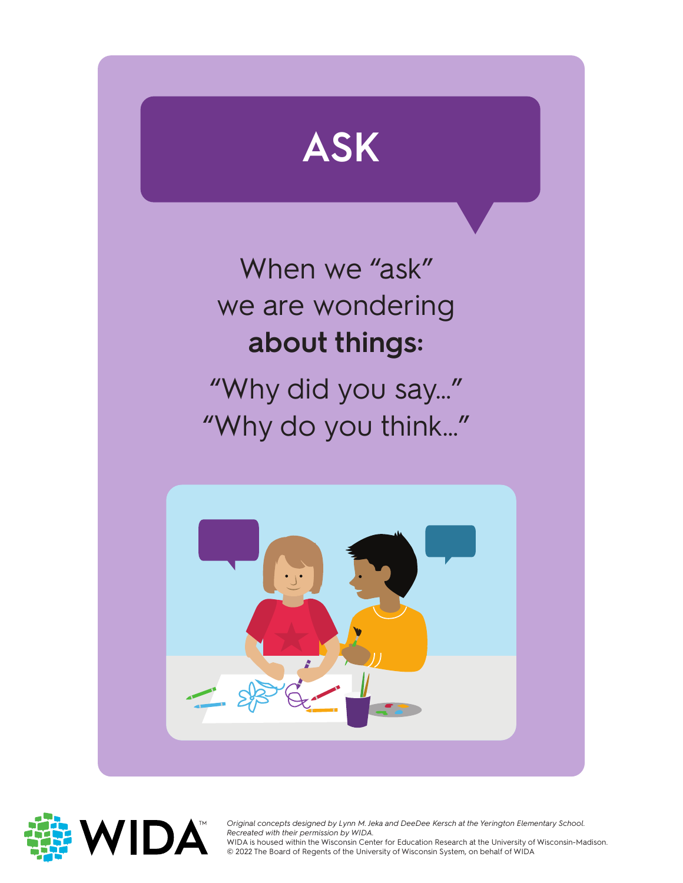# ASK

When we "ask" we are wondering **about things:**

"Why did you say..."
"Why do you think..."

*Original concepts designed by Lynn M. Jeka and DeeDee Kersch at the Yerington Elementary School. Recreated with their permission by WIDA.*
WIDA is housed within the Wisconsin Center for Education Research at the University of Wisconsin-Madison.
© 2022 The Board of Regents of the University of Wisconsin System, on behalf of WIDA